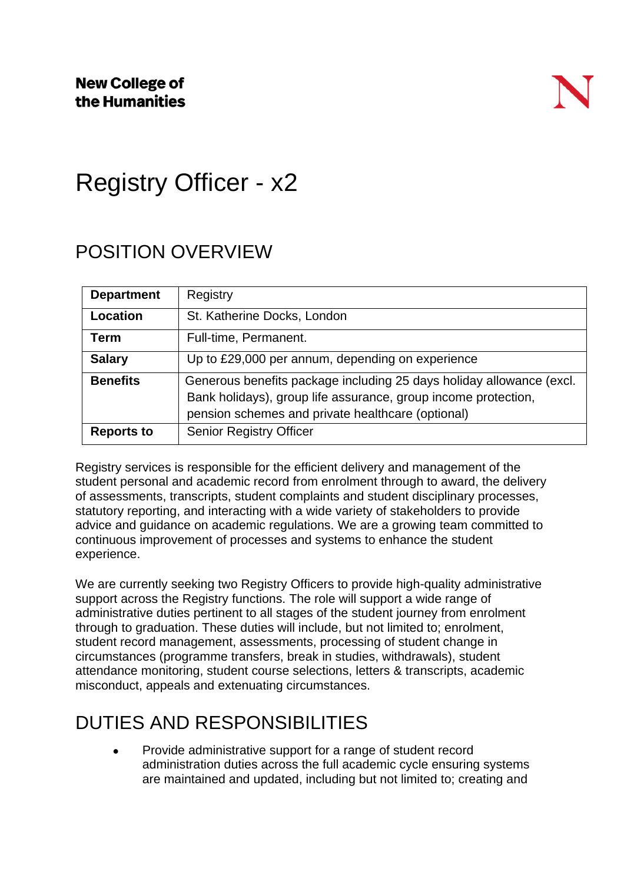**New College of the Humanities**

# Registry Officer - x2

## POSITION OVERVIEW

| **Department** | Registry |
|---|---|
| **Location** | St. Katherine Docks, London |
| **Term** | Full-time, Permanent. |
| **Salary** | Up to £29,000 per annum, depending on experience |
| **Benefits** | Generous benefits package including 25 days holiday allowance (excl. Bank holidays), group life assurance, group income protection, pension schemes and private healthcare (optional) |
| **Reports to** | Senior Registry Officer |

Registry services is responsible for the efficient delivery and management of the student personal and academic record from enrolment through to award, the delivery of assessments, transcripts, student complaints and student disciplinary processes, statutory reporting, and interacting with a wide variety of stakeholders to provide advice and guidance on academic regulations. We are a growing team committed to continuous improvement of processes and systems to enhance the student experience.

We are currently seeking two Registry Officers to provide high-quality administrative support across the Registry functions. The role will support a wide range of administrative duties pertinent to all stages of the student journey from enrolment through to graduation. These duties will include, but not limited to; enrolment, student record management, assessments, processing of student change in circumstances (programme transfers, break in studies, withdrawals), student attendance monitoring, student course selections, letters & transcripts, academic misconduct, appeals and extenuating circumstances.

## DUTIES AND RESPONSIBILITIES

- Provide administrative support for a range of student record administration duties across the full academic cycle ensuring systems are maintained and updated, including but not limited to; creating and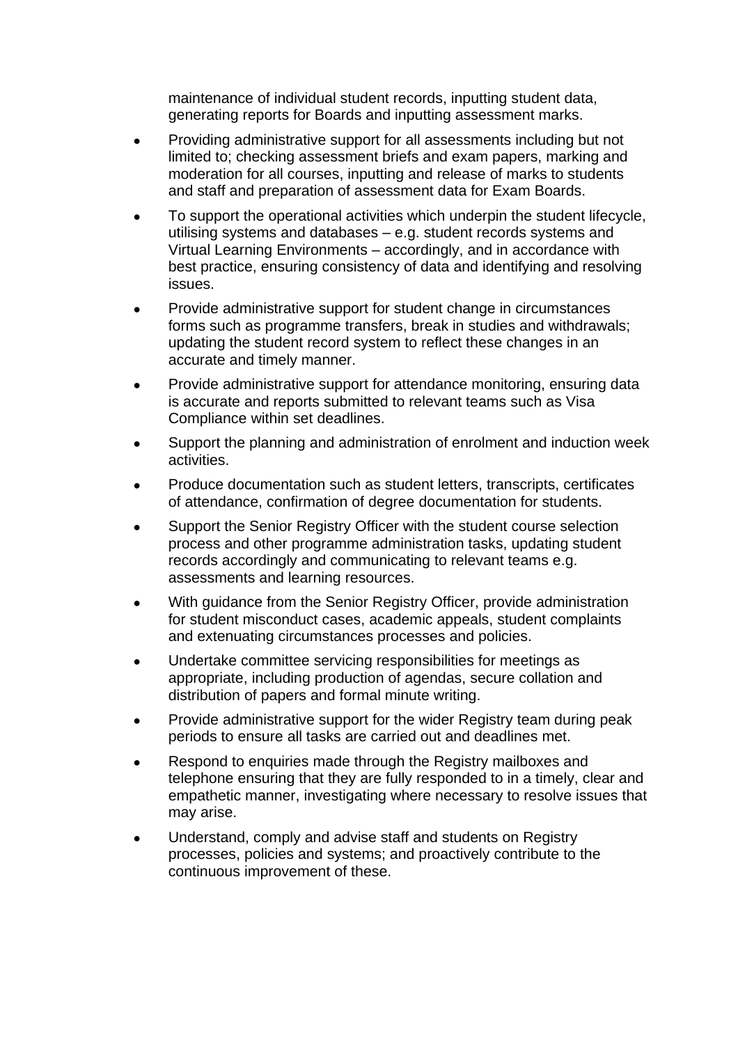maintenance of individual student records, inputting student data, generating reports for Boards and inputting assessment marks.

- Providing administrative support for all assessments including but not limited to; checking assessment briefs and exam papers, marking and moderation for all courses, inputting and release of marks to students and staff and preparation of assessment data for Exam Boards.
- To support the operational activities which underpin the student lifecycle, utilising systems and databases – e.g. student records systems and Virtual Learning Environments – accordingly, and in accordance with best practice, ensuring consistency of data and identifying and resolving issues.
- Provide administrative support for student change in circumstances forms such as programme transfers, break in studies and withdrawals; updating the student record system to reflect these changes in an accurate and timely manner.
- Provide administrative support for attendance monitoring, ensuring data is accurate and reports submitted to relevant teams such as Visa Compliance within set deadlines.
- Support the planning and administration of enrolment and induction week activities.
- Produce documentation such as student letters, transcripts, certificates of attendance, confirmation of degree documentation for students.
- Support the Senior Registry Officer with the student course selection process and other programme administration tasks, updating student records accordingly and communicating to relevant teams e.g. assessments and learning resources.
- With guidance from the Senior Registry Officer, provide administration for student misconduct cases, academic appeals, student complaints and extenuating circumstances processes and policies.
- Undertake committee servicing responsibilities for meetings as appropriate, including production of agendas, secure collation and distribution of papers and formal minute writing.
- Provide administrative support for the wider Registry team during peak periods to ensure all tasks are carried out and deadlines met.
- Respond to enquiries made through the Registry mailboxes and telephone ensuring that they are fully responded to in a timely, clear and empathetic manner, investigating where necessary to resolve issues that may arise.
- Understand, comply and advise staff and students on Registry processes, policies and systems; and proactively contribute to the continuous improvement of these.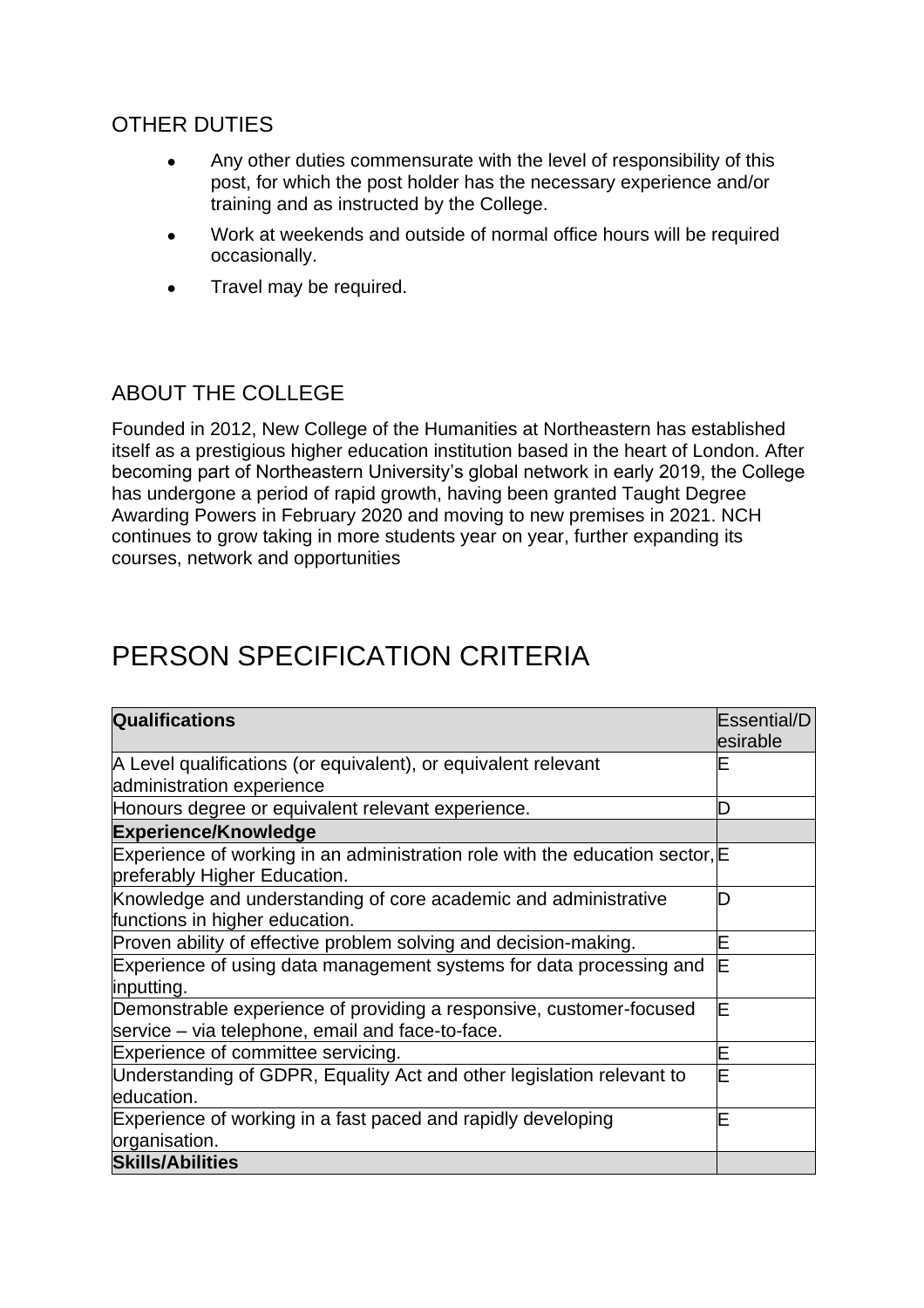## OTHER DUTIES

- Any other duties commensurate with the level of responsibility of this post, for which the post holder has the necessary experience and/or training and as instructed by the College.
- Work at weekends and outside of normal office hours will be required occasionally.
- Travel may be required.

## ABOUT THE COLLEGE

Founded in 2012, New College of the Humanities at Northeastern has established itself as a prestigious higher education institution based in the heart of London. After becoming part of Northeastern University's global network in early 2019, the College has undergone a period of rapid growth, having been granted Taught Degree Awarding Powers in February 2020 and moving to new premises in 2021. NCH continues to grow taking in more students year on year, further expanding its courses, network and opportunities

# PERSON SPECIFICATION CRITERIA

| **Qualifications** | Essential/Desirable |
|---|---|
| A Level qualifications (or equivalent), or equivalent relevant administration experience | E |
| Honours degree or equivalent relevant experience. | D |
| **Experience/Knowledge** | |
| Experience of working in an administration role with the education sector, preferably Higher Education. | E |
| Knowledge and understanding of core academic and administrative functions in higher education. | D |
| Proven ability of effective problem solving and decision-making. | E |
| Experience of using data management systems for data processing and inputting. | E |
| Demonstrable experience of providing a responsive, customer-focused service – via telephone, email and face-to-face. | E |
| Experience of committee servicing. | E |
| Understanding of GDPR, Equality Act and other legislation relevant to education. | E |
| Experience of working in a fast paced and rapidly developing organisation. | E |
| **Skills/Abilities** | |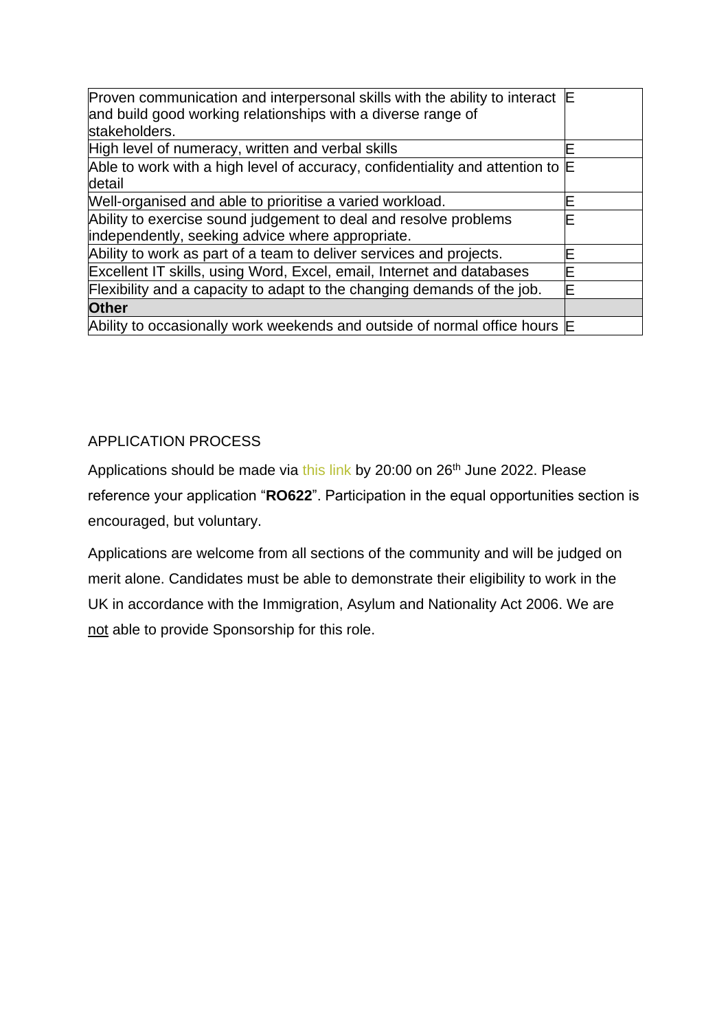| | |
|---|---|
| Proven communication and interpersonal skills with the ability to interact and build good working relationships with a diverse range of stakeholders. | E |
| High level of numeracy, written and verbal skills | E |
| Able to work with a high level of accuracy, confidentiality and attention to detail | E |
| Well-organised and able to prioritise a varied workload. | E |
| Ability to exercise sound judgement to deal and resolve problems independently, seeking advice where appropriate. | E |
| Ability to work as part of a team to deliver services and projects. | E |
| Excellent IT skills, using Word, Excel, email, Internet and databases | E |
| Flexibility and a capacity to adapt to the changing demands of the job. | E |
| **Other** | |
| Ability to occasionally work weekends and outside of normal office hours | E |

APPLICATION PROCESS

Applications should be made via this link by 20:00 on 26th June 2022. Please reference your application "**RO622**". Participation in the equal opportunities section is encouraged, but voluntary.

Applications are welcome from all sections of the community and will be judged on merit alone. Candidates must be able to demonstrate their eligibility to work in the UK in accordance with the Immigration, Asylum and Nationality Act 2006. We are not able to provide Sponsorship for this role.